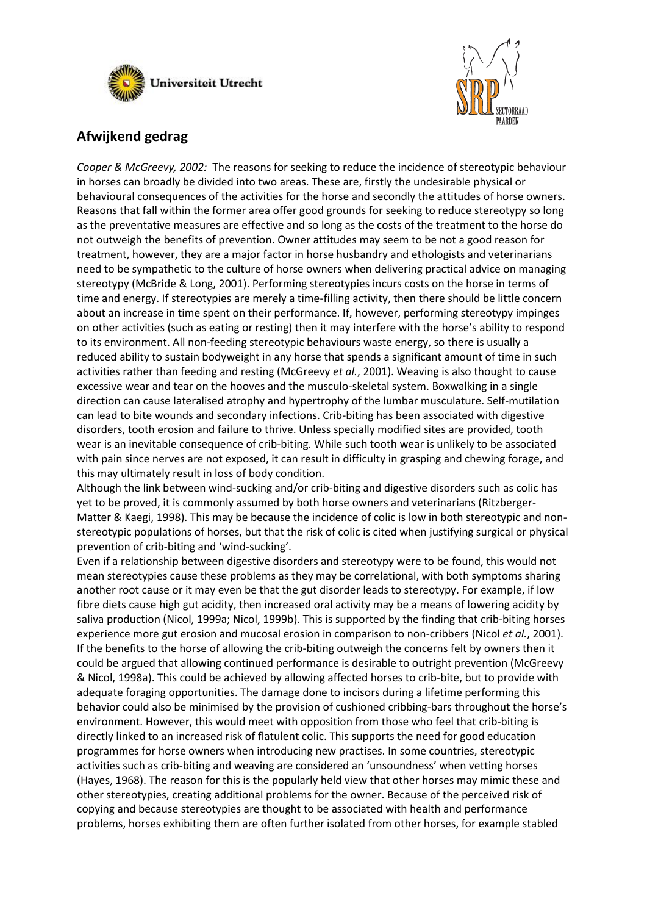## Afwijkend gedrag

*Cooper & McGreevy, 2002:* The reasons for seeking to reduce the incidence of stereotypic behaviour in horses can broadly be divided into two areas. These are, firstly the undesirable physical or behavioural consequences of the activities for the horse and secondly the attitudes of horse owners. Reasons that fall within the former area offer good grounds for seeking to reduce stereotypy so long as the preventative measures are effective and so long as the costs of the treatment to the horse do not outweigh the benefits of prevention. Owner attitudes may seem to be not a good reason for treatment, however, they are a major factor in horse husbandry and ethologists and veterinarians need to be sympathetic to the culture of horse owners when delivering practical advice on managing stereotypy (McBride & Long, 2001). Performing stereotypies incurs costs on the horse in terms of time and energy. If stereotypies are merely a time-filling activity, then there should be little concern about an increase in time spent on their performance. If, however, performing stereotypy impinges on other activities (such as eating or resting) then it may interfere with the horse's ability to respond to its environment. All non-feeding stereotypic behaviours waste energy, so there is usually a reduced ability to sustain bodyweight in any horse that spends a significant amount of time in such activities rather than feeding and resting (McGreevy *et al.*, 2001). Weaving is also thought to cause excessive wear and tear on the hooves and the musculo-skeletal system. Boxwalking in a single direction can cause lateralised atrophy and hypertrophy of the lumbar musculature. Self-mutilation can lead to bite wounds and secondary infections. Crib-biting has been associated with digestive disorders, tooth erosion and failure to thrive. Unless specially modified sites are provided, tooth wear is an inevitable consequence of crib-biting. While such tooth wear is unlikely to be associated with pain since nerves are not exposed, it can result in difficulty in grasping and chewing forage, and this may ultimately result in loss of body condition.

Although the link between wind-sucking and/or crib-biting and digestive disorders such as colic has yet to be proved, it is commonly assumed by both horse owners and veterinarians (Ritzberger-Matter & Kaegi, 1998). This may be because the incidence of colic is low in both stereotypic and non-stereotypic populations of horses, but that the risk of colic is cited when justifying surgical or physical prevention of crib-biting and 'wind-sucking'.

Even if a relationship between digestive disorders and stereotypy were to be found, this would not mean stereotypies cause these problems as they may be correlational, with both symptoms sharing another root cause or it may even be that the gut disorder leads to stereotypy. For example, if low fibre diets cause high gut acidity, then increased oral activity may be a means of lowering acidity by saliva production (Nicol, 1999a; Nicol, 1999b). This is supported by the finding that crib-biting horses experience more gut erosion and mucosal erosion in comparison to non-cribbers (Nicol *et al.*, 2001). If the benefits to the horse of allowing the crib-biting outweigh the concerns felt by owners then it could be argued that allowing continued performance is desirable to outright prevention (McGreevy & Nicol, 1998a). This could be achieved by allowing affected horses to crib-bite, but to provide with adequate foraging opportunities. The damage done to incisors during a lifetime performing this behavior could also be minimised by the provision of cushioned cribbing-bars throughout the horse's environment. However, this would meet with opposition from those who feel that crib-biting is directly linked to an increased risk of flatulent colic. This supports the need for good education programmes for horse owners when introducing new practises. In some countries, stereotypic activities such as crib-biting and weaving are considered an 'unsoundness' when vetting horses (Hayes, 1968). The reason for this is the popularly held view that other horses may mimic these and other stereotypies, creating additional problems for the owner. Because of the perceived risk of copying and because stereotypies are thought to be associated with health and performance problems, horses exhibiting them are often further isolated from other horses, for example stabled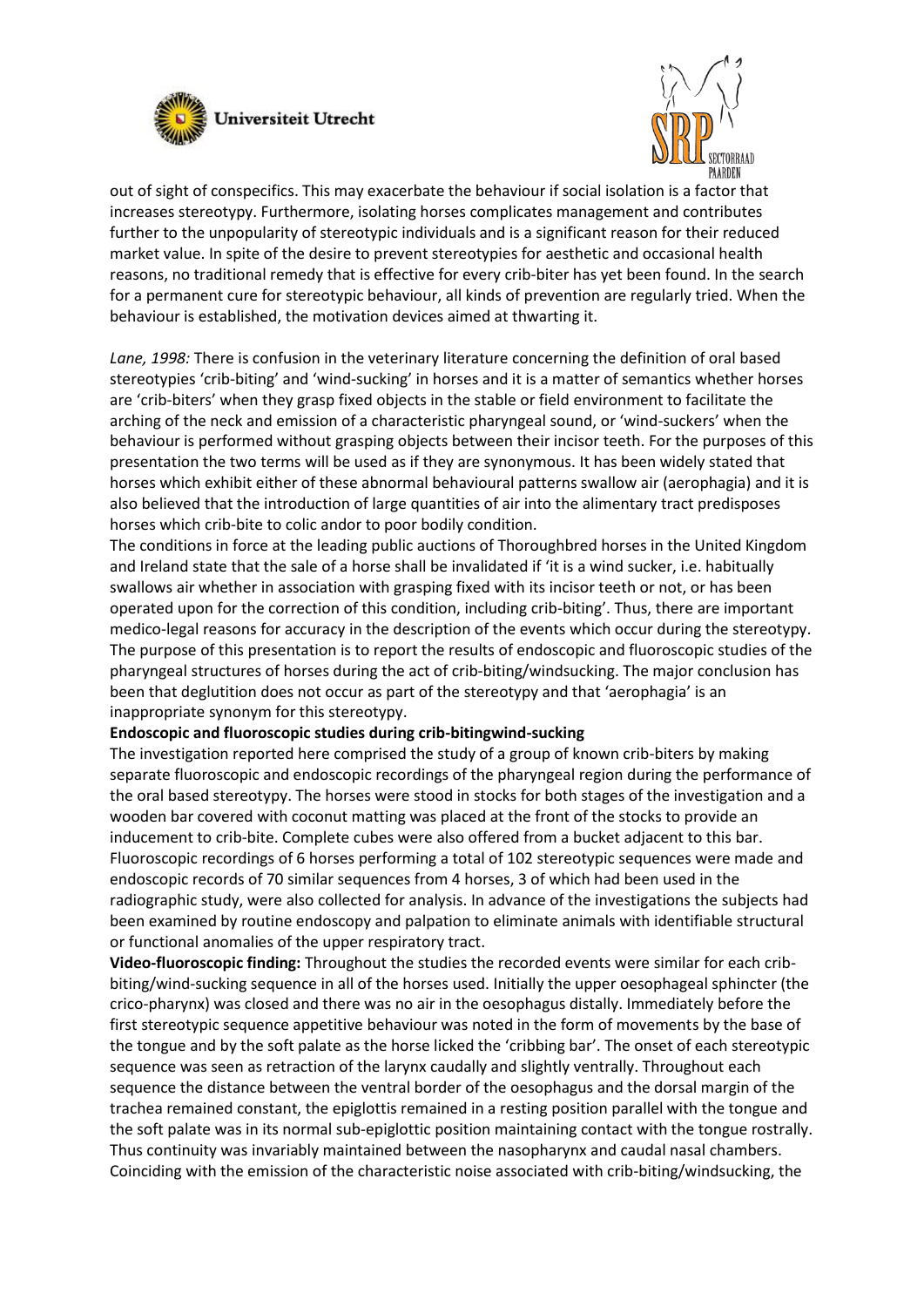out of sight of conspecifics. This may exacerbate the behaviour if social isolation is a factor that increases stereotypy. Furthermore, isolating horses complicates management and contributes further to the unpopularity of stereotypic individuals and is a significant reason for their reduced market value. In spite of the desire to prevent stereotypies for aesthetic and occasional health reasons, no traditional remedy that is effective for every crib-biter has yet been found. In the search for a permanent cure for stereotypic behaviour, all kinds of prevention are regularly tried. When the behaviour is established, the motivation devices aimed at thwarting it.

*Lane, 1998:* There is confusion in the veterinary literature concerning the definition of oral based stereotypies 'crib-biting' and 'wind-sucking' in horses and it is a matter of semantics whether horses are 'crib-biters' when they grasp fixed objects in the stable or field environment to facilitate the arching of the neck and emission of a characteristic pharyngeal sound, or 'wind-suckers' when the behaviour is performed without grasping objects between their incisor teeth. For the purposes of this presentation the two terms will be used as if they are synonymous. It has been widely stated that horses which exhibit either of these abnormal behavioural patterns swallow air (aerophagia) and it is also believed that the introduction of large quantities of air into the alimentary tract predisposes horses which crib-bite to colic andor to poor bodily condition.

The conditions in force at the leading public auctions of Thoroughbred horses in the United Kingdom and Ireland state that the sale of a horse shall be invalidated if 'it is a wind sucker, i.e. habitually swallows air whether in association with grasping fixed with its incisor teeth or not, or has been operated upon for the correction of this condition, including crib-biting'. Thus, there are important medico-legal reasons for accuracy in the description of the events which occur during the stereotypy. The purpose of this presentation is to report the results of endoscopic and fluoroscopic studies of the pharyngeal structures of horses during the act of crib-biting/windsucking. The major conclusion has been that deglutition does not occur as part of the stereotypy and that 'aerophagia' is an inappropriate synonym for this stereotypy.

**Endoscopic and fluoroscopic studies during crib-bitingwind-sucking**

The investigation reported here comprised the study of a group of known crib-biters by making separate fluoroscopic and endoscopic recordings of the pharyngeal region during the performance of the oral based stereotypy. The horses were stood in stocks for both stages of the investigation and a wooden bar covered with coconut matting was placed at the front of the stocks to provide an inducement to crib-bite. Complete cubes were also offered from a bucket adjacent to this bar. Fluoroscopic recordings of 6 horses performing a total of 102 stereotypic sequences were made and endoscopic records of 70 similar sequences from 4 horses, 3 of which had been used in the radiographic study, were also collected for analysis. In advance of the investigations the subjects had been examined by routine endoscopy and palpation to eliminate animals with identifiable structural or functional anomalies of the upper respiratory tract.

**Video-fluoroscopic finding:** Throughout the studies the recorded events were similar for each crib-biting/wind-sucking sequence in all of the horses used. Initially the upper oesophageal sphincter (the crico-pharynx) was closed and there was no air in the oesophagus distally. Immediately before the first stereotypic sequence appetitive behaviour was noted in the form of movements by the base of the tongue and by the soft palate as the horse licked the 'cribbing bar'. The onset of each stereotypic sequence was seen as retraction of the larynx caudally and slightly ventrally. Throughout each sequence the distance between the ventral border of the oesophagus and the dorsal margin of the trachea remained constant, the epiglottis remained in a resting position parallel with the tongue and the soft palate was in its normal sub-epiglottic position maintaining contact with the tongue rostrally. Thus continuity was invariably maintained between the nasopharynx and caudal nasal chambers. Coinciding with the emission of the characteristic noise associated with crib-biting/windsucking, the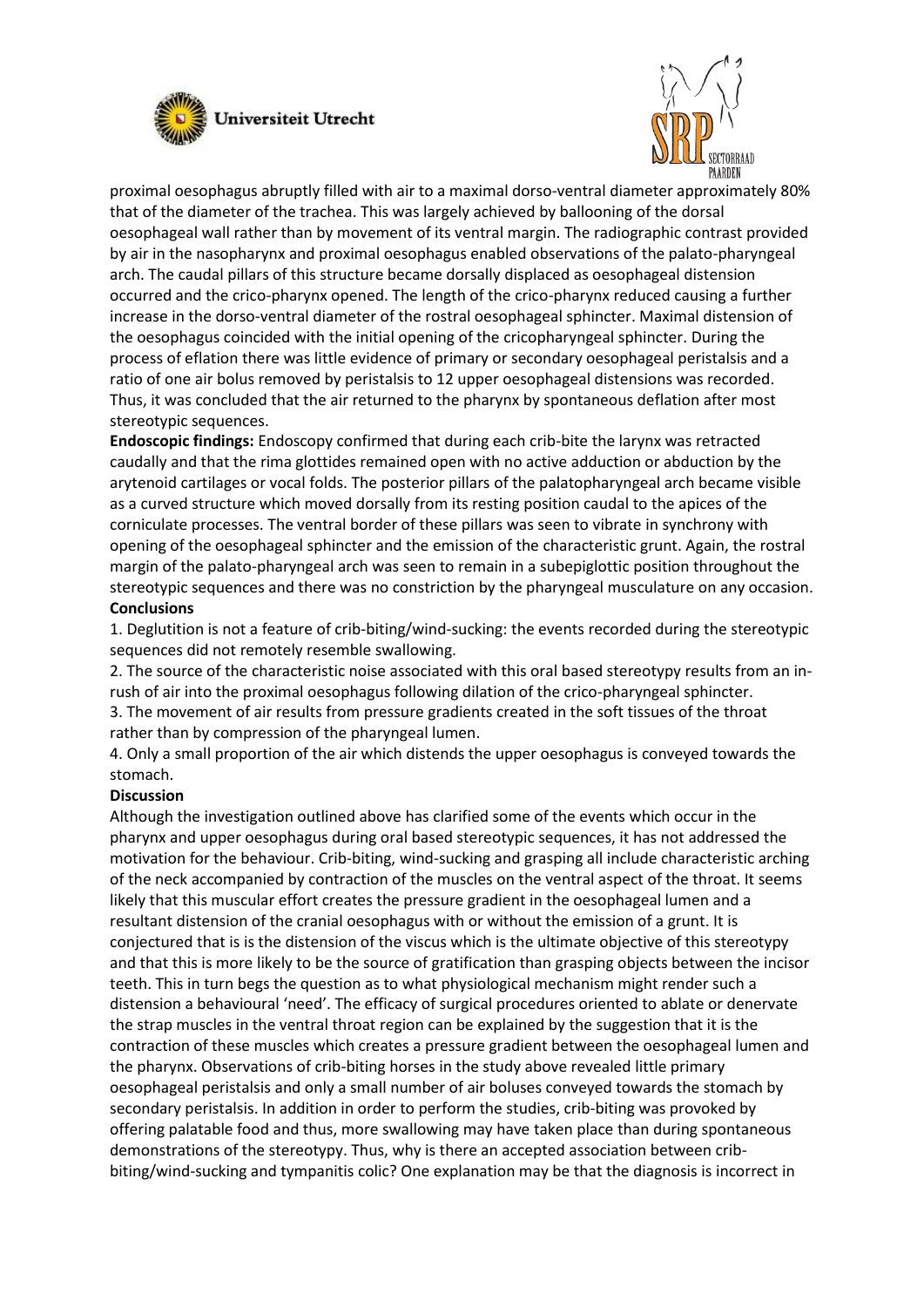proximal oesophagus abruptly filled with air to a maximal dorso-ventral diameter approximately 80% that of the diameter of the trachea. This was largely achieved by ballooning of the dorsal oesophageal wall rather than by movement of its ventral margin. The radiographic contrast provided by air in the nasopharynx and proximal oesophagus enabled observations of the palato-pharyngeal arch. The caudal pillars of this structure became dorsally displaced as oesophageal distension occurred and the crico-pharynx opened. The length of the crico-pharynx reduced causing a further increase in the dorso-ventral diameter of the rostral oesophageal sphincter. Maximal distension of the oesophagus coincided with the initial opening of the cricopharyngeal sphincter. During the process of eflation there was little evidence of primary or secondary oesophageal peristalsis and a ratio of one air bolus removed by peristalsis to 12 upper oesophageal distensions was recorded. Thus, it was concluded that the air returned to the pharynx by spontaneous deflation after most stereotypic sequences.

**Endoscopic findings:** Endoscopy confirmed that during each crib-bite the larynx was retracted caudally and that the rima glottides remained open with no active adduction or abduction by the arytenoid cartilages or vocal folds. The posterior pillars of the palatopharyngeal arch became visible as a curved structure which moved dorsally from its resting position caudal to the apices of the corniculate processes. The ventral border of these pillars was seen to vibrate in synchrony with opening of the oesophageal sphincter and the emission of the characteristic grunt. Again, the rostral margin of the palato-pharyngeal arch was seen to remain in a subepiglottic position throughout the stereotypic sequences and there was no constriction by the pharyngeal musculature on any occasion.

**Conclusions**

1. Deglutition is not a feature of crib-biting/wind-sucking: the events recorded during the stereotypic sequences did not remotely resemble swallowing.
2. The source of the characteristic noise associated with this oral based stereotypy results from an in-rush of air into the proximal oesophagus following dilation of the crico-pharyngeal sphincter.
3. The movement of air results from pressure gradients created in the soft tissues of the throat rather than by compression of the pharyngeal lumen.
4. Only a small proportion of the air which distends the upper oesophagus is conveyed towards the stomach.

**Discussion**

Although the investigation outlined above has clarified some of the events which occur in the pharynx and upper oesophagus during oral based stereotypic sequences, it has not addressed the motivation for the behaviour. Crib-biting, wind-sucking and grasping all include characteristic arching of the neck accompanied by contraction of the muscles on the ventral aspect of the throat. It seems likely that this muscular effort creates the pressure gradient in the oesophageal lumen and a resultant distension of the cranial oesophagus with or without the emission of a grunt. It is conjectured that is is the distension of the viscus which is the ultimate objective of this stereotypy and that this is more likely to be the source of gratification than grasping objects between the incisor teeth. This in turn begs the question as to what physiological mechanism might render such a distension a behavioural 'need'. The efficacy of surgical procedures oriented to ablate or denervate the strap muscles in the ventral throat region can be explained by the suggestion that it is the contraction of these muscles which creates a pressure gradient between the oesophageal lumen and the pharynx. Observations of crib-biting horses in the study above revealed little primary oesophageal peristalsis and only a small number of air boluses conveyed towards the stomach by secondary peristalsis. In addition in order to perform the studies, crib-biting was provoked by offering palatable food and thus, more swallowing may have taken place than during spontaneous demonstrations of the stereotypy. Thus, why is there an accepted association between crib-biting/wind-sucking and tympanitis colic? One explanation may be that the diagnosis is incorrect in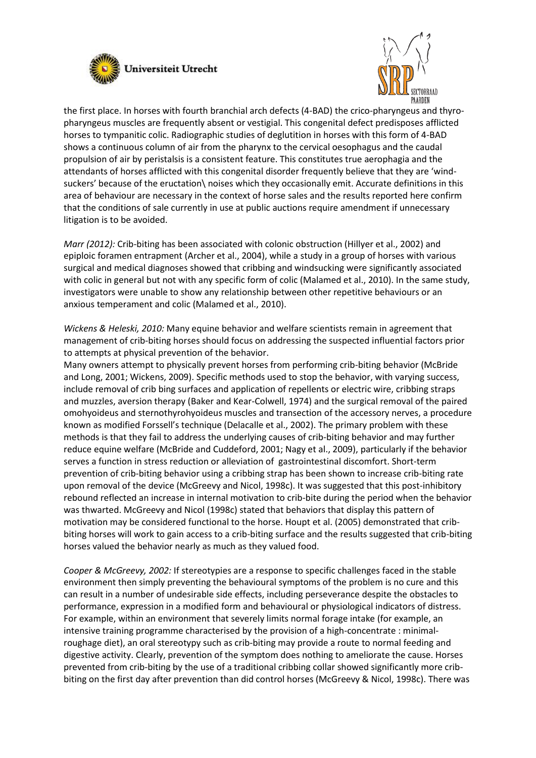the first place. In horses with fourth branchial arch defects (4-BAD) the crico-pharyngeus and thyro-pharyngeus muscles are frequently absent or vestigial. This congenital defect predisposes afflicted horses to tympanitic colic. Radiographic studies of deglutition in horses with this form of 4-BAD shows a continuous column of air from the pharynx to the cervical oesophagus and the caudal propulsion of air by peristalsis is a consistent feature. This constitutes true aerophagia and the attendants of horses afflicted with this congenital disorder frequently believe that they are 'wind-suckers' because of the eructation\ noises which they occasionally emit. Accurate definitions in this area of behaviour are necessary in the context of horse sales and the results reported here confirm that the conditions of sale currently in use at public auctions require amendment if unnecessary litigation is to be avoided.

*Marr (2012):* Crib-biting has been associated with colonic obstruction (Hillyer et al., 2002) and epiploic foramen entrapment (Archer et al., 2004), while a study in a group of horses with various surgical and medical diagnoses showed that cribbing and windsucking were significantly associated with colic in general but not with any specific form of colic (Malamed et al., 2010). In the same study, investigators were unable to show any relationship between other repetitive behaviours or an anxious temperament and colic (Malamed et al., 2010).

*Wickens & Heleski, 2010:* Many equine behavior and welfare scientists remain in agreement that management of crib-biting horses should focus on addressing the suspected influential factors prior to attempts at physical prevention of the behavior.
Many owners attempt to physically prevent horses from performing crib-biting behavior (McBride and Long, 2001; Wickens, 2009). Specific methods used to stop the behavior, with varying success, include removal of crib bing surfaces and application of repellents or electric wire, cribbing straps and muzzles, aversion therapy (Baker and Kear-Colwell, 1974) and the surgical removal of the paired omohyoideus and sternothyrohyoideus muscles and transection of the accessory nerves, a procedure known as modified Forssell's technique (Delacalle et al., 2002). The primary problem with these methods is that they fail to address the underlying causes of crib-biting behavior and may further reduce equine welfare (McBride and Cuddeford, 2001; Nagy et al., 2009), particularly if the behavior serves a function in stress reduction or alleviation of gastrointestinal discomfort. Short-term prevention of crib-biting behavior using a cribbing strap has been shown to increase crib-biting rate upon removal of the device (McGreevy and Nicol, 1998c). It was suggested that this post-inhibitory rebound reflected an increase in internal motivation to crib-bite during the period when the behavior was thwarted. McGreevy and Nicol (1998c) stated that behaviors that display this pattern of motivation may be considered functional to the horse. Houpt et al. (2005) demonstrated that crib-biting horses will work to gain access to a crib-biting surface and the results suggested that crib-biting horses valued the behavior nearly as much as they valued food.

*Cooper & McGreevy, 2002:* If stereotypies are a response to specific challenges faced in the stable environment then simply preventing the behavioural symptoms of the problem is no cure and this can result in a number of undesirable side effects, including perseverance despite the obstacles to performance, expression in a modified form and behavioural or physiological indicators of distress. For example, within an environment that severely limits normal forage intake (for example, an intensive training programme characterised by the provision of a high-concentrate : minimal-roughage diet), an oral stereotypy such as crib-biting may provide a route to normal feeding and digestive activity. Clearly, prevention of the symptom does nothing to ameliorate the cause. Horses prevented from crib-biting by the use of a traditional cribbing collar showed significantly more crib-biting on the first day after prevention than did control horses (McGreevy & Nicol, 1998c). There was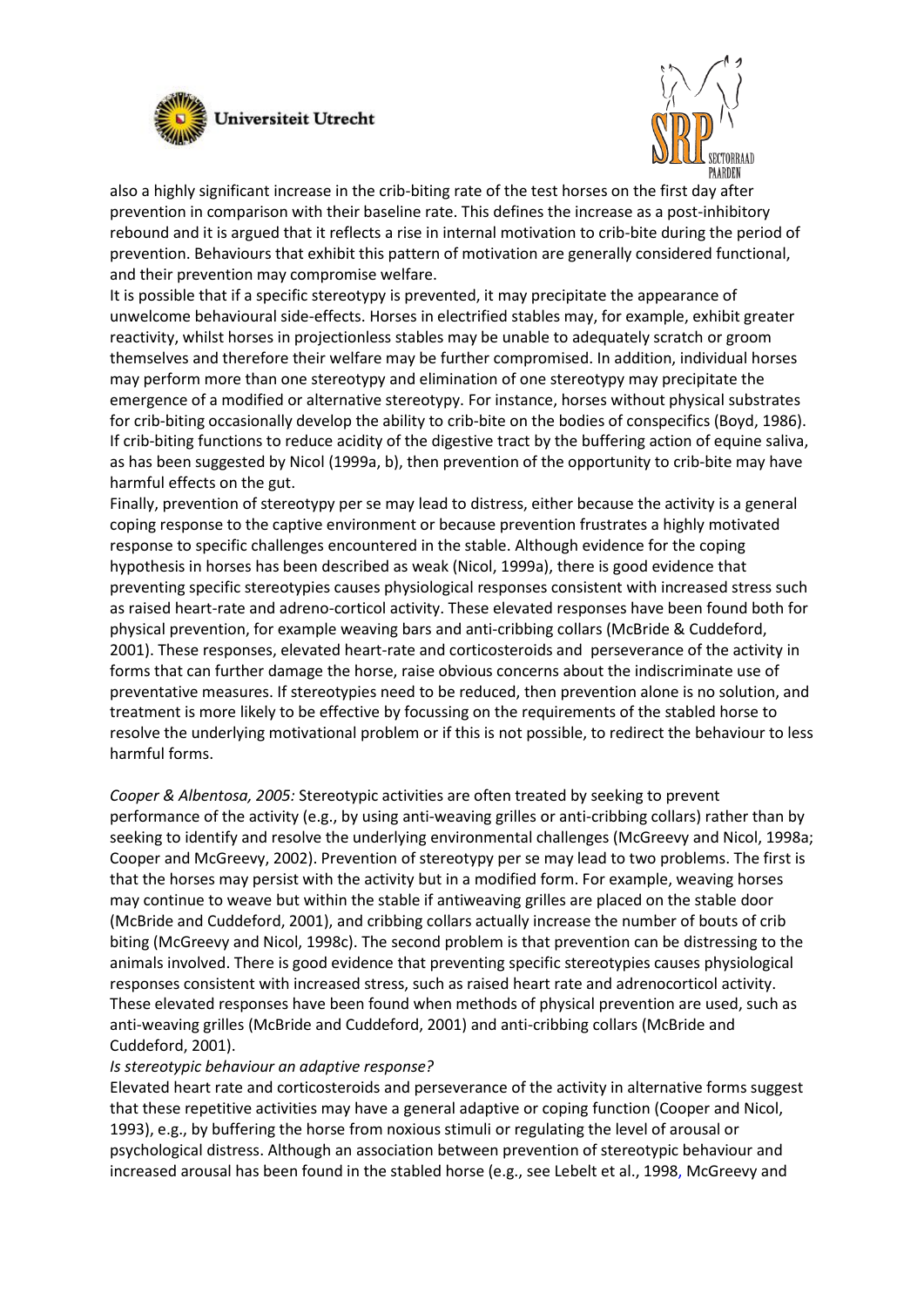also a highly significant increase in the crib-biting rate of the test horses on the first day after prevention in comparison with their baseline rate. This defines the increase as a post-inhibitory rebound and it is argued that it reflects a rise in internal motivation to crib-bite during the period of prevention. Behaviours that exhibit this pattern of motivation are generally considered functional, and their prevention may compromise welfare.

It is possible that if a specific stereotypy is prevented, it may precipitate the appearance of unwelcome behavioural side-effects. Horses in electrified stables may, for example, exhibit greater reactivity, whilst horses in projectionless stables may be unable to adequately scratch or groom themselves and therefore their welfare may be further compromised. In addition, individual horses may perform more than one stereotypy and elimination of one stereotypy may precipitate the emergence of a modified or alternative stereotypy. For instance, horses without physical substrates for crib-biting occasionally develop the ability to crib-bite on the bodies of conspecifics (Boyd, 1986). If crib-biting functions to reduce acidity of the digestive tract by the buffering action of equine saliva, as has been suggested by Nicol (1999a, b), then prevention of the opportunity to crib-bite may have harmful effects on the gut.

Finally, prevention of stereotypy per se may lead to distress, either because the activity is a general coping response to the captive environment or because prevention frustrates a highly motivated response to specific challenges encountered in the stable. Although evidence for the coping hypothesis in horses has been described as weak (Nicol, 1999a), there is good evidence that preventing specific stereotypies causes physiological responses consistent with increased stress such as raised heart-rate and adreno-corticol activity. These elevated responses have been found both for physical prevention, for example weaving bars and anti-cribbing collars (McBride & Cuddeford, 2001). These responses, elevated heart-rate and corticosteroids and perseverance of the activity in forms that can further damage the horse, raise obvious concerns about the indiscriminate use of preventative measures. If stereotypies need to be reduced, then prevention alone is no solution, and treatment is more likely to be effective by focussing on the requirements of the stabled horse to resolve the underlying motivational problem or if this is not possible, to redirect the behaviour to less harmful forms.

*Cooper & Albentosa, 2005:* Stereotypic activities are often treated by seeking to prevent performance of the activity (e.g., by using anti-weaving grilles or anti-cribbing collars) rather than by seeking to identify and resolve the underlying environmental challenges (McGreevy and Nicol, 1998a; Cooper and McGreevy, 2002). Prevention of stereotypy per se may lead to two problems. The first is that the horses may persist with the activity but in a modified form. For example, weaving horses may continue to weave but within the stable if antiweaving grilles are placed on the stable door (McBride and Cuddeford, 2001), and cribbing collars actually increase the number of bouts of crib biting (McGreevy and Nicol, 1998c). The second problem is that prevention can be distressing to the animals involved. There is good evidence that preventing specific stereotypies causes physiological responses consistent with increased stress, such as raised heart rate and adrenocorticol activity. These elevated responses have been found when methods of physical prevention are used, such as anti-weaving grilles (McBride and Cuddeford, 2001) and anti-cribbing collars (McBride and Cuddeford, 2001).

*Is stereotypic behaviour an adaptive response?*

Elevated heart rate and corticosteroids and perseverance of the activity in alternative forms suggest that these repetitive activities may have a general adaptive or coping function (Cooper and Nicol, 1993), e.g., by buffering the horse from noxious stimuli or regulating the level of arousal or psychological distress. Although an association between prevention of stereotypic behaviour and increased arousal has been found in the stabled horse (e.g., see Lebelt et al., 1998, McGreevy and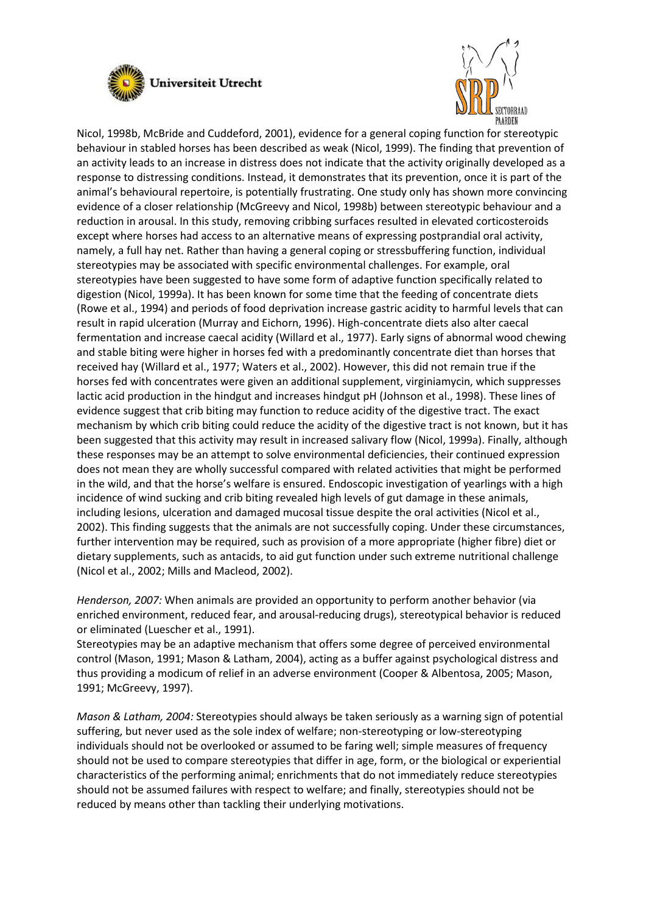Nicol, 1998b, McBride and Cuddeford, 2001), evidence for a general coping function for stereotypic behaviour in stabled horses has been described as weak (Nicol, 1999). The finding that prevention of an activity leads to an increase in distress does not indicate that the activity originally developed as a response to distressing conditions. Instead, it demonstrates that its prevention, once it is part of the animal's behavioural repertoire, is potentially frustrating. One study only has shown more convincing evidence of a closer relationship (McGreevy and Nicol, 1998b) between stereotypic behaviour and a reduction in arousal. In this study, removing cribbing surfaces resulted in elevated corticosteroids except where horses had access to an alternative means of expressing postprandial oral activity, namely, a full hay net. Rather than having a general coping or stressbuffering function, individual stereotypies may be associated with specific environmental challenges. For example, oral stereotypies have been suggested to have some form of adaptive function specifically related to digestion (Nicol, 1999a). It has been known for some time that the feeding of concentrate diets (Rowe et al., 1994) and periods of food deprivation increase gastric acidity to harmful levels that can result in rapid ulceration (Murray and Eichorn, 1996). High-concentrate diets also alter caecal fermentation and increase caecal acidity (Willard et al., 1977). Early signs of abnormal wood chewing and stable biting were higher in horses fed with a predominantly concentrate diet than horses that received hay (Willard et al., 1977; Waters et al., 2002). However, this did not remain true if the horses fed with concentrates were given an additional supplement, virginiamycin, which suppresses lactic acid production in the hindgut and increases hindgut pH (Johnson et al., 1998). These lines of evidence suggest that crib biting may function to reduce acidity of the digestive tract. The exact mechanism by which crib biting could reduce the acidity of the digestive tract is not known, but it has been suggested that this activity may result in increased salivary flow (Nicol, 1999a). Finally, although these responses may be an attempt to solve environmental deficiencies, their continued expression does not mean they are wholly successful compared with related activities that might be performed in the wild, and that the horse's welfare is ensured. Endoscopic investigation of yearlings with a high incidence of wind sucking and crib biting revealed high levels of gut damage in these animals, including lesions, ulceration and damaged mucosal tissue despite the oral activities (Nicol et al., 2002). This finding suggests that the animals are not successfully coping. Under these circumstances, further intervention may be required, such as provision of a more appropriate (higher fibre) diet or dietary supplements, such as antacids, to aid gut function under such extreme nutritional challenge (Nicol et al., 2002; Mills and Macleod, 2002).

*Henderson, 2007:* When animals are provided an opportunity to perform another behavior (via enriched environment, reduced fear, and arousal-reducing drugs), stereotypical behavior is reduced or eliminated (Luescher et al., 1991).
Stereotypies may be an adaptive mechanism that offers some degree of perceived environmental control (Mason, 1991; Mason & Latham, 2004), acting as a buffer against psychological distress and thus providing a modicum of relief in an adverse environment (Cooper & Albentosa, 2005; Mason, 1991; McGreevy, 1997).

*Mason & Latham, 2004:* Stereotypies should always be taken seriously as a warning sign of potential suffering, but never used as the sole index of welfare; non-stereotyping or low-stereotyping individuals should not be overlooked or assumed to be faring well; simple measures of frequency should not be used to compare stereotypies that differ in age, form, or the biological or experiential characteristics of the performing animal; enrichments that do not immediately reduce stereotypies should not be assumed failures with respect to welfare; and finally, stereotypies should not be reduced by means other than tackling their underlying motivations.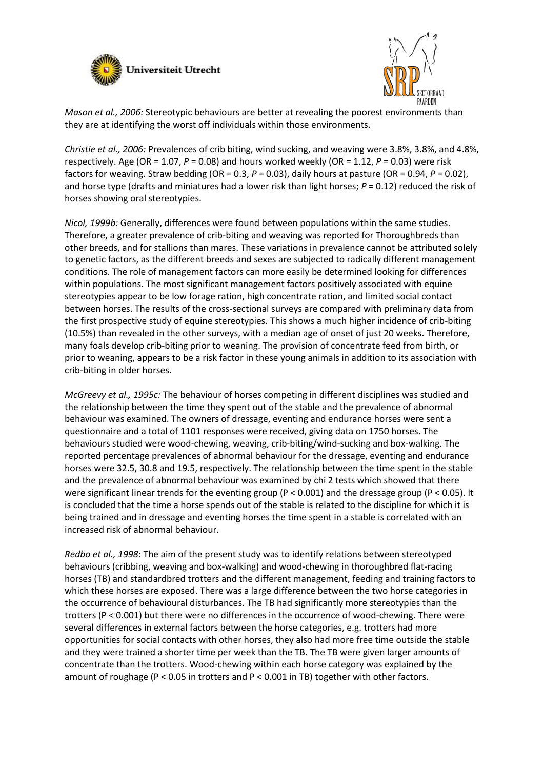*Mason et al., 2006:* Stereotypic behaviours are better at revealing the poorest environments than they are at identifying the worst off individuals within those environments.

*Christie et al., 2006:* Prevalences of crib biting, wind sucking, and weaving were 3.8%, 3.8%, and 4.8%, respectively. Age (OR = 1.07, $P$ = 0.08) and hours worked weekly (OR = 1.12, $P$ = 0.03) were risk factors for weaving. Straw bedding (OR = 0.3, $P$ = 0.03), daily hours at pasture (OR = 0.94, $P$ = 0.02), and horse type (drafts and miniatures had a lower risk than light horses; $P$ = 0.12) reduced the risk of horses showing oral stereotypies.

*Nicol, 1999b:* Generally, differences were found between populations within the same studies. Therefore, a greater prevalence of crib-biting and weaving was reported for Thoroughbreds than other breeds, and for stallions than mares. These variations in prevalence cannot be attributed solely to genetic factors, as the different breeds and sexes are subjected to radically different management conditions. The role of management factors can more easily be determined looking for differences within populations. The most significant management factors positively associated with equine stereotypies appear to be low forage ration, high concentrate ration, and limited social contact between horses. The results of the cross-sectional surveys are compared with preliminary data from the first prospective study of equine stereotypies. This shows a much higher incidence of crib-biting (10.5%) than revealed in the other surveys, with a median age of onset of just 20 weeks. Therefore, many foals develop crib-biting prior to weaning. The provision of concentrate feed from birth, or prior to weaning, appears to be a risk factor in these young animals in addition to its association with crib-biting in older horses.

*McGreevy et al., 1995c:* The behaviour of horses competing in different disciplines was studied and the relationship between the time they spent out of the stable and the prevalence of abnormal behaviour was examined. The owners of dressage, eventing and endurance horses were sent a questionnaire and a total of 1101 responses were received, giving data on 1750 horses. The behaviours studied were wood-chewing, weaving, crib-biting/wind-sucking and box-walking. The reported percentage prevalences of abnormal behaviour for the dressage, eventing and endurance horses were 32.5, 30.8 and 19.5, respectively. The relationship between the time spent in the stable and the prevalence of abnormal behaviour was examined by chi 2 tests which showed that there were significant linear trends for the eventing group ($P < 0.001$) and the dressage group ($P < 0.05$). It is concluded that the time a horse spends out of the stable is related to the discipline for which it is being trained and in dressage and eventing horses the time spent in a stable is correlated with an increased risk of abnormal behaviour.

*Redbo et al., 1998*: The aim of the present study was to identify relations between stereotyped behaviours (cribbing, weaving and box-walking) and wood-chewing in thoroughbred flat-racing horses (TB) and standardbred trotters and the different management, feeding and training factors to which these horses are exposed. There was a large difference between the two horse categories in the occurrence of behavioural disturbances. The TB had significantly more stereotypies than the trotters ($P < 0.001$) but there were no differences in the occurrence of wood-chewing. There were several differences in external factors between the horse categories, e.g. trotters had more opportunities for social contacts with other horses, they also had more free time outside the stable and they were trained a shorter time per week than the TB. The TB were given larger amounts of concentrate than the trotters. Wood-chewing within each horse category was explained by the amount of roughage ($P < 0.05$ in trotters and $P < 0.001$ in TB) together with other factors.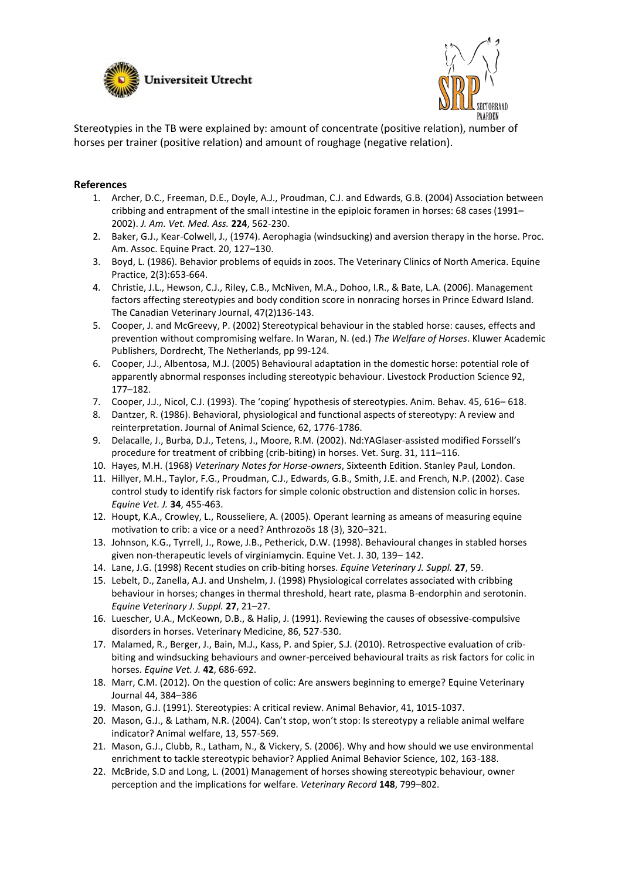Stereotypies in the TB were explained by: amount of concentrate (positive relation), number of horses per trainer (positive relation) and amount of roughage (negative relation).

**References**

1. Archer, D.C., Freeman, D.E., Doyle, A.J., Proudman, C.J. and Edwards, G.B. (2004) Association between cribbing and entrapment of the small intestine in the epiploic foramen in horses: 68 cases (1991–2002). *J. Am. Vet. Med. Ass.* **224**, 562-230.
2. Baker, G.J., Kear-Colwell, J., (1974). Aerophagia (windsucking) and aversion therapy in the horse. Proc. Am. Assoc. Equine Pract. 20, 127–130.
3. Boyd, L. (1986). Behavior problems of equids in zoos. The Veterinary Clinics of North America. Equine Practice, 2(3):653-664.
4. Christie, J.L., Hewson, C.J., Riley, C.B., McNiven, M.A., Dohoo, I.R., & Bate, L.A. (2006). Management factors affecting stereotypies and body condition score in nonracing horses in Prince Edward Island. The Canadian Veterinary Journal, 47(2)136-143.
5. Cooper, J. and McGreevy, P. (2002) Stereotypical behaviour in the stabled horse: causes, effects and prevention without compromising welfare. In Waran, N. (ed.) *The Welfare of Horses*. Kluwer Academic Publishers, Dordrecht, The Netherlands, pp 99-124.
6. Cooper, J.J., Albentosa, M.J. (2005) Behavioural adaptation in the domestic horse: potential role of apparently abnormal responses including stereotypic behaviour. Livestock Production Science 92, 177–182.
7. Cooper, J.J., Nicol, C.J. (1993). The 'coping' hypothesis of stereotypies. Anim. Behav. 45, 616– 618.
8. Dantzer, R. (1986). Behavioral, physiological and functional aspects of stereotypy: A review and reinterpretation. Journal of Animal Science, 62, 1776-1786.
9. Delacalle, J., Burba, D.J., Tetens, J., Moore, R.M. (2002). Nd:YAGlaser-assisted modified Forssell's procedure for treatment of cribbing (crib-biting) in horses. Vet. Surg. 31, 111–116.
10. Hayes, M.H. (1968) *Veterinary Notes for Horse-owners*, Sixteenth Edition. Stanley Paul, London.
11. Hillyer, M.H., Taylor, F.G., Proudman, C.J., Edwards, G.B., Smith, J.E. and French, N.P. (2002). Case control study to identify risk factors for simple colonic obstruction and distension colic in horses. *Equine Vet. J.* **34**, 455-463.
12. Houpt, K.A., Crowley, L., Rousseliere, A. (2005). Operant learning as ameans of measuring equine motivation to crib: a vice or a need? Anthrozoös 18 (3), 320–321.
13. Johnson, K.G., Tyrrell, J., Rowe, J.B., Petherick, D.W. (1998). Behavioural changes in stabled horses given non-therapeutic levels of virginiamycin. Equine Vet. J. 30, 139– 142.
14. Lane, J.G. (1998) Recent studies on crib-biting horses. *Equine Veterinary J. Suppl.* **27**, 59.
15. Lebelt, D., Zanella, A.J. and Unshelm, J. (1998) Physiological correlates associated with cribbing behaviour in horses; changes in thermal threshold, heart rate, plasma B-endorphin and serotonin. *Equine Veterinary J. Suppl.* **27**, 21–27.
16. Luescher, U.A., McKeown, D.B., & Halip, J. (1991). Reviewing the causes of obsessive-compulsive disorders in horses. Veterinary Medicine, 86, 527-530.
17. Malamed, R., Berger, J., Bain, M.J., Kass, P. and Spier, S.J. (2010). Retrospective evaluation of crib-biting and windsucking behaviours and owner-perceived behavioural traits as risk factors for colic in horses. *Equine Vet. J.* **42**, 686-692.
18. Marr, C.M. (2012). On the question of colic: Are answers beginning to emerge? Equine Veterinary Journal 44, 384–386
19. Mason, G.J. (1991). Stereotypies: A critical review. Animal Behavior, 41, 1015-1037.
20. Mason, G.J., & Latham, N.R. (2004). Can't stop, won't stop: Is stereotypy a reliable animal welfare indicator? Animal welfare, 13, 557-569.
21. Mason, G.J., Clubb, R., Latham, N., & Vickery, S. (2006). Why and how should we use environmental enrichment to tackle stereotypic behavior? Applied Animal Behavior Science, 102, 163-188.
22. McBride, S.D and Long, L. (2001) Management of horses showing stereotypic behaviour, owner perception and the implications for welfare. *Veterinary Record* **148**, 799–802.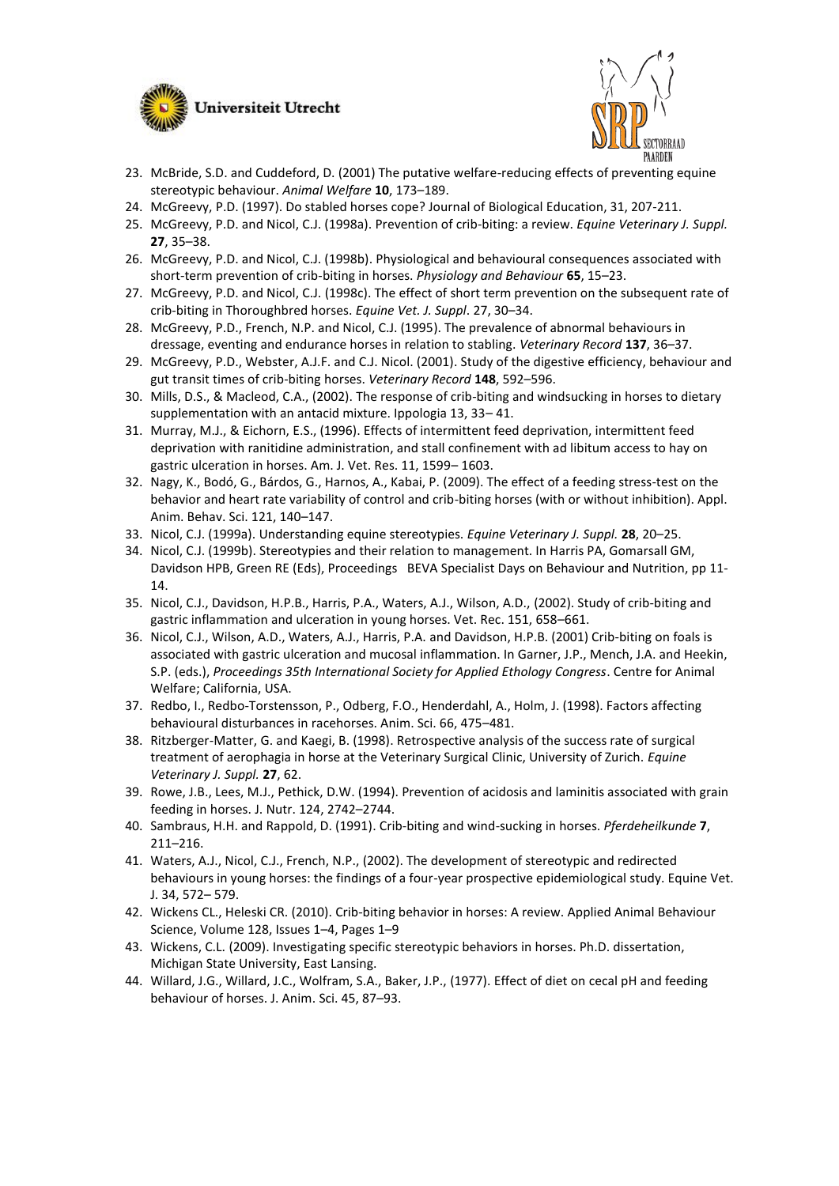23. McBride, S.D. and Cuddeford, D. (2001) The putative welfare-reducing effects of preventing equine stereotypic behaviour. *Animal Welfare* **10**, 173–189.
24. McGreevy, P.D. (1997). Do stabled horses cope? Journal of Biological Education, 31, 207-211.
25. McGreevy, P.D. and Nicol, C.J. (1998a). Prevention of crib-biting: a review. *Equine Veterinary J. Suppl.* **27**, 35–38.
26. McGreevy, P.D. and Nicol, C.J. (1998b). Physiological and behavioural consequences associated with short-term prevention of crib-biting in horses. *Physiology and Behaviour* **65**, 15–23.
27. McGreevy, P.D. and Nicol, C.J. (1998c). The effect of short term prevention on the subsequent rate of crib-biting in Thoroughbred horses. *Equine Vet. J. Suppl*. 27, 30–34.
28. McGreevy, P.D., French, N.P. and Nicol, C.J. (1995). The prevalence of abnormal behaviours in dressage, eventing and endurance horses in relation to stabling. *Veterinary Record* **137**, 36–37.
29. McGreevy, P.D., Webster, A.J.F. and C.J. Nicol. (2001). Study of the digestive efficiency, behaviour and gut transit times of crib-biting horses. *Veterinary Record* **148**, 592–596.
30. Mills, D.S., & Macleod, C.A., (2002). The response of crib-biting and windsucking in horses to dietary supplementation with an antacid mixture. Ippologia 13, 33– 41.
31. Murray, M.J., & Eichorn, E.S., (1996). Effects of intermittent feed deprivation, intermittent feed deprivation with ranitidine administration, and stall confinement with ad libitum access to hay on gastric ulceration in horses. Am. J. Vet. Res. 11, 1599– 1603.
32. Nagy, K., Bodó, G., Bárdos, G., Harnos, A., Kabai, P. (2009). The effect of a feeding stress-test on the behavior and heart rate variability of control and crib-biting horses (with or without inhibition). Appl. Anim. Behav. Sci. 121, 140–147.
33. Nicol, C.J. (1999a). Understanding equine stereotypies. *Equine Veterinary J. Suppl.* **28**, 20–25.
34. Nicol, C.J. (1999b). Stereotypies and their relation to management. In Harris PA, Gomarsall GM, Davidson HPB, Green RE (Eds), Proceedings BEVA Specialist Days on Behaviour and Nutrition, pp 11-14.
35. Nicol, C.J., Davidson, H.P.B., Harris, P.A., Waters, A.J., Wilson, A.D., (2002). Study of crib-biting and gastric inflammation and ulceration in young horses. Vet. Rec. 151, 658–661.
36. Nicol, C.J., Wilson, A.D., Waters, A.J., Harris, P.A. and Davidson, H.P.B. (2001) Crib-biting on foals is associated with gastric ulceration and mucosal inflammation. In Garner, J.P., Mench, J.A. and Heekin, S.P. (eds.), *Proceedings 35th International Society for Applied Ethology Congress*. Centre for Animal Welfare; California, USA.
37. Redbo, I., Redbo-Torstensson, P., Odberg, F.O., Henderdahl, A., Holm, J. (1998). Factors affecting behavioural disturbances in racehorses. Anim. Sci. 66, 475–481.
38. Ritzberger-Matter, G. and Kaegi, B. (1998). Retrospective analysis of the success rate of surgical treatment of aerophagia in horse at the Veterinary Surgical Clinic, University of Zurich. *Equine Veterinary J. Suppl.* **27**, 62.
39. Rowe, J.B., Lees, M.J., Pethick, D.W. (1994). Prevention of acidosis and laminitis associated with grain feeding in horses. J. Nutr. 124, 2742–2744.
40. Sambraus, H.H. and Rappold, D. (1991). Crib-biting and wind-sucking in horses. *Pferdeheilkunde* **7**, 211–216.
41. Waters, A.J., Nicol, C.J., French, N.P., (2002). The development of stereotypic and redirected behaviours in young horses: the findings of a four-year prospective epidemiological study. Equine Vet. J. 34, 572– 579.
42. Wickens CL., Heleski CR. (2010). Crib-biting behavior in horses: A review. Applied Animal Behaviour Science, Volume 128, Issues 1–4, Pages 1–9
43. Wickens, C.L. (2009). Investigating specific stereotypic behaviors in horses. Ph.D. dissertation, Michigan State University, East Lansing.
44. Willard, J.G., Willard, J.C., Wolfram, S.A., Baker, J.P., (1977). Effect of diet on cecal pH and feeding behaviour of horses. J. Anim. Sci. 45, 87–93.